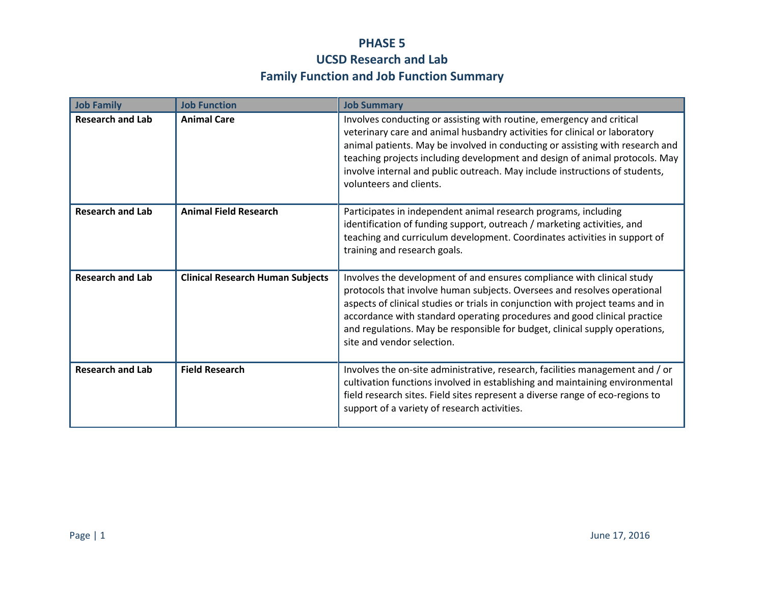# PHASE 5
# UCSD Research and Lab
# Family Function and Job Function Summary

| Job Family | Job Function | Job Summary |
|---|---|---|
| **Research and Lab** | **Animal Care** | Involves conducting or assisting with routine, emergency and critical veterinary care and animal husbandry activities for clinical or laboratory animal patients. May be involved in conducting or assisting with research and teaching projects including development and design of animal protocols. May involve internal and public outreach. May include instructions of students, volunteers and clients. |
| **Research and Lab** | **Animal Field Research** | Participates in independent animal research programs, including identification of funding support, outreach / marketing activities, and teaching and curriculum development. Coordinates activities in support of training and research goals. |
| **Research and Lab** | **Clinical Research Human Subjects** | Involves the development of and ensures compliance with clinical study protocols that involve human subjects. Oversees and resolves operational aspects of clinical studies or trials in conjunction with project teams and in accordance with standard operating procedures and good clinical practice and regulations. May be responsible for budget, clinical supply operations, site and vendor selection. |
| **Research and Lab** | **Field Research** | Involves the on-site administrative, research, facilities management and / or cultivation functions involved in establishing and maintaining environmental field research sites. Field sites represent a diverse range of eco-regions to support of a variety of research activities. |

June 17, 2016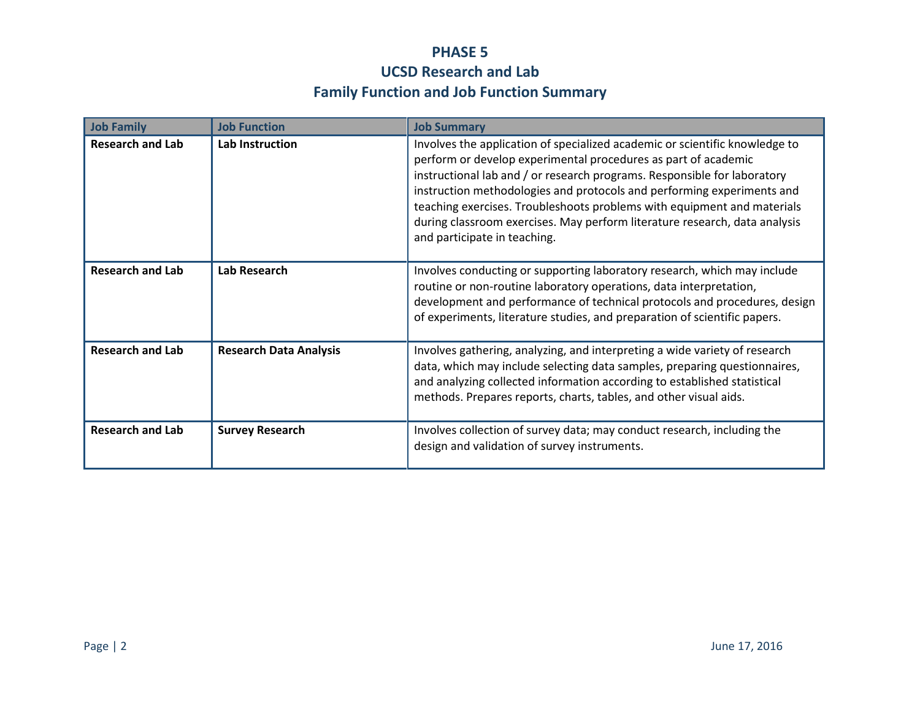# PHASE 5
# UCSD Research and Lab
# Family Function and Job Function Summary

| Job Family | Job Function | Job Summary |
|---|---|---|
| **Research and Lab** | **Lab Instruction** | Involves the application of specialized academic or scientific knowledge to perform or develop experimental procedures as part of academic instructional lab and / or research programs. Responsible for laboratory instruction methodologies and protocols and performing experiments and teaching exercises. Troubleshoots problems with equipment and materials during classroom exercises. May perform literature research, data analysis and participate in teaching. |
| **Research and Lab** | **Lab Research** | Involves conducting or supporting laboratory research, which may include routine or non-routine laboratory operations, data interpretation, development and performance of technical protocols and procedures, design of experiments, literature studies, and preparation of scientific papers. |
| **Research and Lab** | **Research Data Analysis** | Involves gathering, analyzing, and interpreting a wide variety of research data, which may include selecting data samples, preparing questionnaires, and analyzing collected information according to established statistical methods. Prepares reports, charts, tables, and other visual aids. |
| **Research and Lab** | **Survey Research** | Involves collection of survey data; may conduct research, including the design and validation of survey instruments. |

June 17, 2016